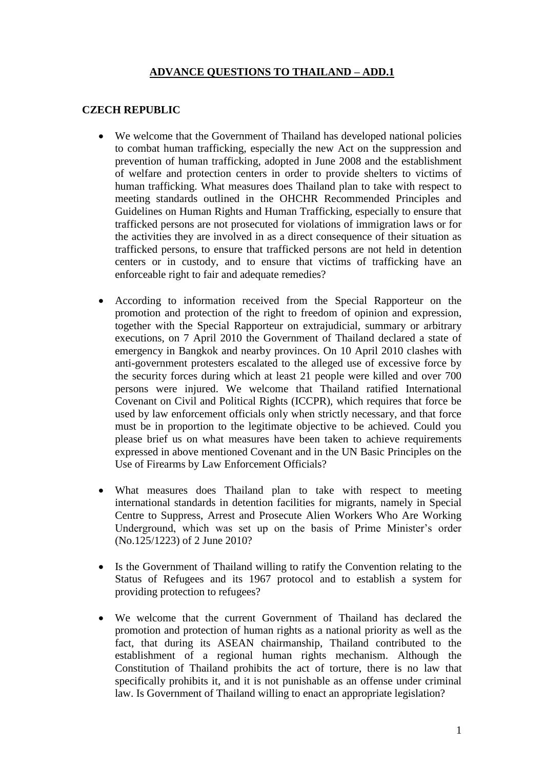# **ADVANCE QUESTIONS TO THAILAND – ADD.1**

## **CZECH REPUBLIC**

- We welcome that the Government of Thailand has developed national policies to combat human trafficking, especially the new Act on the suppression and prevention of human trafficking, adopted in June 2008 and the establishment of welfare and protection centers in order to provide shelters to victims of human trafficking. What measures does Thailand plan to take with respect to meeting standards outlined in the OHCHR Recommended Principles and Guidelines on Human Rights and Human Trafficking, especially to ensure that trafficked persons are not prosecuted for violations of immigration laws or for the activities they are involved in as a direct consequence of their situation as trafficked persons, to ensure that trafficked persons are not held in detention centers or in custody, and to ensure that victims of trafficking have an enforceable right to fair and adequate remedies?

- According to information received from the Special Rapporteur on the promotion and protection of the right to freedom of opinion and expression, together with the Special Rapporteur on extrajudicial, summary or arbitrary executions, on 7 April 2010 the Government of Thailand declared a state of emergency in Bangkok and nearby provinces. On 10 April 2010 clashes with anti-government protesters escalated to the alleged use of excessive force by the security forces during which at least 21 people were killed and over 700 persons were injured. We welcome that Thailand ratified International Covenant on Civil and Political Rights (ICCPR), which requires that force be used by law enforcement officials only when strictly necessary, and that force must be in proportion to the legitimate objective to be achieved. Could you please brief us on what measures have been taken to achieve requirements expressed in above mentioned Covenant and in the UN Basic Principles on the Use of Firearms by Law Enforcement Officials?

- What measures does Thailand plan to take with respect to meeting international standards in detention facilities for migrants, namely in Special Centre to Suppress, Arrest and Prosecute Alien Workers Who Are Working Underground, which was set up on the basis of Prime Minister's order (No.125/1223) of 2 June 2010?

- Is the Government of Thailand willing to ratify the Convention relating to the Status of Refugees and its 1967 protocol and to establish a system for providing protection to refugees?

- We welcome that the current Government of Thailand has declared the promotion and protection of human rights as a national priority as well as the fact, that during its ASEAN chairmanship, Thailand contributed to the establishment of a regional human rights mechanism. Although the Constitution of Thailand prohibits the act of torture, there is no law that specifically prohibits it, and it is not punishable as an offense under criminal law. Is Government of Thailand willing to enact an appropriate legislation?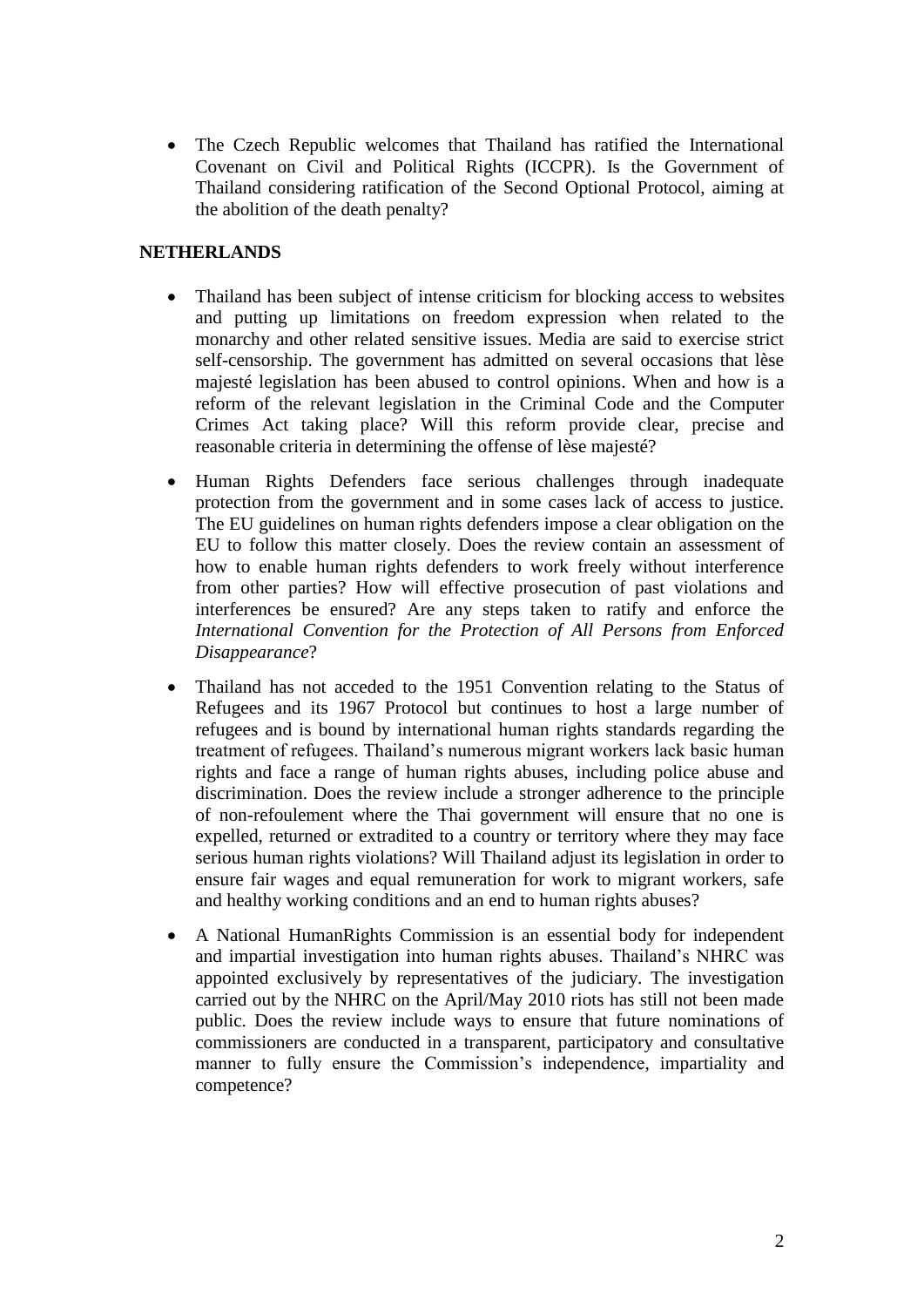- The Czech Republic welcomes that Thailand has ratified the International Covenant on Civil and Political Rights (ICCPR). Is the Government of Thailand considering ratification of the Second Optional Protocol, aiming at the abolition of the death penalty?

**NETHERLANDS**

- Thailand has been subject of intense criticism for blocking access to websites and putting up limitations on freedom expression when related to the monarchy and other related sensitive issues. Media are said to exercise strict self-censorship. The government has admitted on several occasions that lèse majesté legislation has been abused to control opinions. When and how is a reform of the relevant legislation in the Criminal Code and the Computer Crimes Act taking place? Will this reform provide clear, precise and reasonable criteria in determining the offense of lèse majesté?
- Human Rights Defenders face serious challenges through inadequate protection from the government and in some cases lack of access to justice. The EU guidelines on human rights defenders impose a clear obligation on the EU to follow this matter closely. Does the review contain an assessment of how to enable human rights defenders to work freely without interference from other parties? How will effective prosecution of past violations and interferences be ensured? Are any steps taken to ratify and enforce the *International Convention for the Protection of All Persons from Enforced Disappearance*?
- Thailand has not acceded to the 1951 Convention relating to the Status of Refugees and its 1967 Protocol but continues to host a large number of refugees and is bound by international human rights standards regarding the treatment of refugees. Thailand's numerous migrant workers lack basic human rights and face a range of human rights abuses, including police abuse and discrimination. Does the review include a stronger adherence to the principle of non-refoulement where the Thai government will ensure that no one is expelled, returned or extradited to a country or territory where they may face serious human rights violations? Will Thailand adjust its legislation in order to ensure fair wages and equal remuneration for work to migrant workers, safe and healthy working conditions and an end to human rights abuses?
- A National HumanRights Commission is an essential body for independent and impartial investigation into human rights abuses. Thailand's NHRC was appointed exclusively by representatives of the judiciary. The investigation carried out by the NHRC on the April/May 2010 riots has still not been made public. Does the review include ways to ensure that future nominations of commissioners are conducted in a transparent, participatory and consultative manner to fully ensure the Commission's independence, impartiality and competence?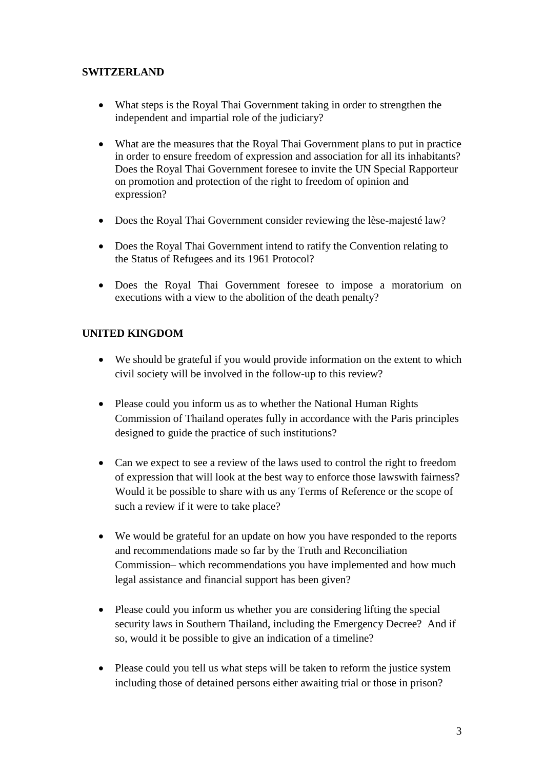**SWITZERLAND**

- What steps is the Royal Thai Government taking in order to strengthen the independent and impartial role of the judiciary?

- What are the measures that the Royal Thai Government plans to put in practice in order to ensure freedom of expression and association for all its inhabitants? Does the Royal Thai Government foresee to invite the UN Special Rapporteur on promotion and protection of the right to freedom of opinion and expression?

- Does the Royal Thai Government consider reviewing the lèse-majesté law?

- Does the Royal Thai Government intend to ratify the Convention relating to the Status of Refugees and its 1961 Protocol?

- Does the Royal Thai Government foresee to impose a moratorium on executions with a view to the abolition of the death penalty?

**UNITED KINGDOM**

- We should be grateful if you would provide information on the extent to which civil society will be involved in the follow-up to this review?

- Please could you inform us as to whether the National Human Rights Commission of Thailand operates fully in accordance with the Paris principles designed to guide the practice of such institutions?

- Can we expect to see a review of the laws used to control the right to freedom of expression that will look at the best way to enforce those lawswith fairness? Would it be possible to share with us any Terms of Reference or the scope of such a review if it were to take place?

- We would be grateful for an update on how you have responded to the reports and recommendations made so far by the Truth and Reconciliation Commission– which recommendations you have implemented and how much legal assistance and financial support has been given?

- Please could you inform us whether you are considering lifting the special security laws in Southern Thailand, including the Emergency Decree? And if so, would it be possible to give an indication of a timeline?

- Please could you tell us what steps will be taken to reform the justice system including those of detained persons either awaiting trial or those in prison?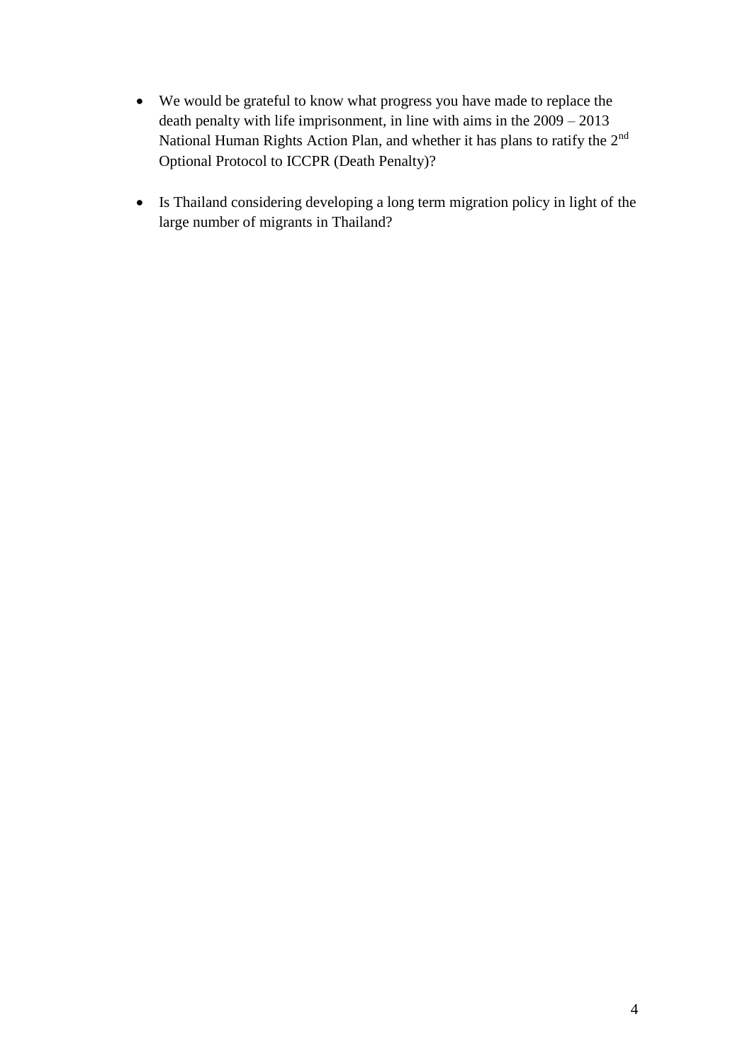- We would be grateful to know what progress you have made to replace the death penalty with life imprisonment, in line with aims in the 2009 – 2013 National Human Rights Action Plan, and whether it has plans to ratify the 2nd Optional Protocol to ICCPR (Death Penalty)?

- Is Thailand considering developing a long term migration policy in light of the large number of migrants in Thailand?